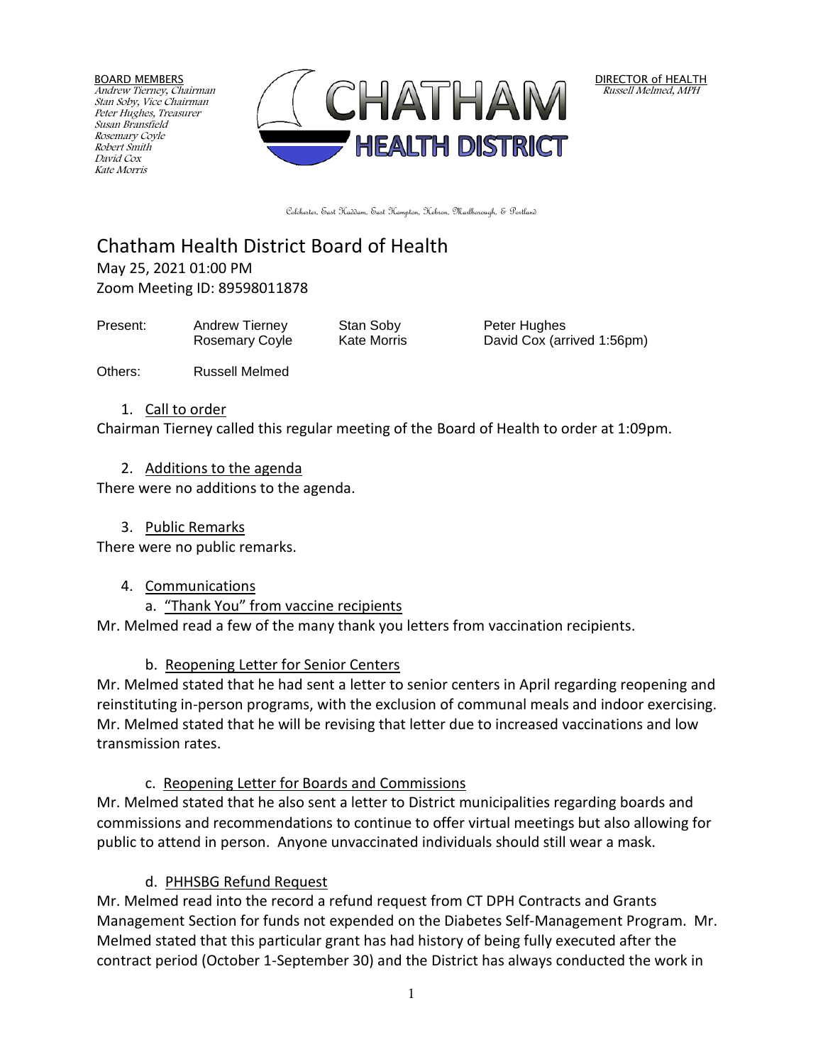BOARD MEMBERS
*Andrew Tierney, Chairman*
*Stan Soby, Vice Chairman*
*Peter Hughes, Treasurer*
*Susan Bransfield*
*Rosemary Coyle*
*Robert Smith*
*David Cox*
*Kate Morris*

CHATHAM HEALTH DISTRICT

DIRECTOR of HEALTH
*Russell Melmed, MPH*

Colchester, East Haddam, East Hampton, Hebron, Marlborough, & Portland

# Chatham Health District Board of Health

May 25, 2021 01:00 PM
Zoom Meeting ID: 89598011878

| Present: | Andrew Tierney | Stan Soby | Peter Hughes |
|---|---|---|---|
| | Rosemary Coyle | Kate Morris | David Cox (arrived 1:56pm) |

Others: Russell Melmed

1. Call to order

Chairman Tierney called this regular meeting of the Board of Health to order at 1:09pm.

2. Additions to the agenda

There were no additions to the agenda.

3. Public Remarks

There were no public remarks.

4. Communications

a. "Thank You" from vaccine recipients

Mr. Melmed read a few of the many thank you letters from vaccination recipients.

b. Reopening Letter for Senior Centers

Mr. Melmed stated that he had sent a letter to senior centers in April regarding reopening and reinstituting in-person programs, with the exclusion of communal meals and indoor exercising. Mr. Melmed stated that he will be revising that letter due to increased vaccinations and low transmission rates.

c. Reopening Letter for Boards and Commissions

Mr. Melmed stated that he also sent a letter to District municipalities regarding boards and commissions and recommendations to continue to offer virtual meetings but also allowing for public to attend in person. Anyone unvaccinated individuals should still wear a mask.

d. PHHSBG Refund Request

Mr. Melmed read into the record a refund request from CT DPH Contracts and Grants Management Section for funds not expended on the Diabetes Self-Management Program. Mr. Melmed stated that this particular grant has had history of being fully executed after the contract period (October 1-September 30) and the District has always conducted the work in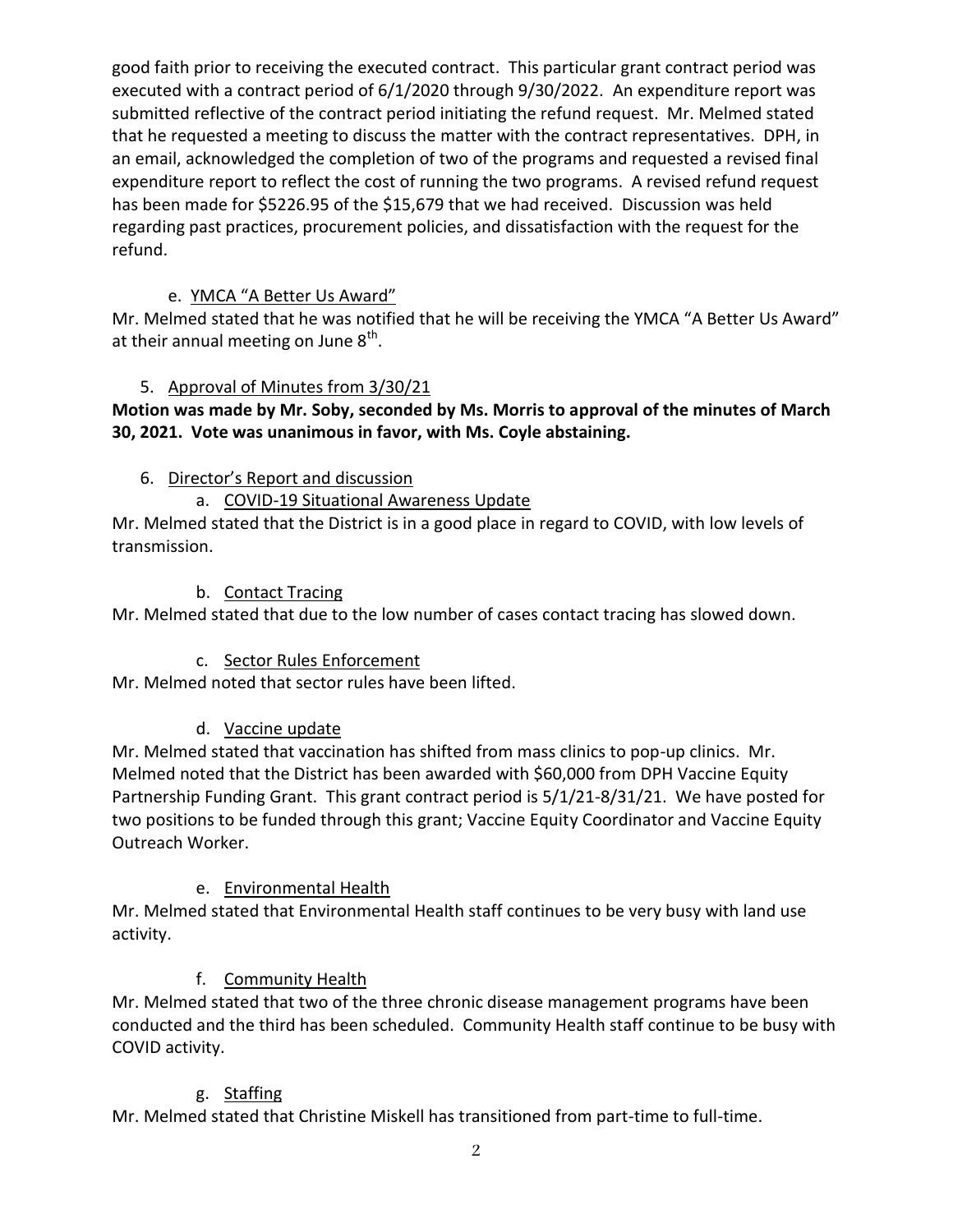good faith prior to receiving the executed contract. This particular grant contract period was executed with a contract period of 6/1/2020 through 9/30/2022. An expenditure report was submitted reflective of the contract period initiating the refund request. Mr. Melmed stated that he requested a meeting to discuss the matter with the contract representatives. DPH, in an email, acknowledged the completion of two of the programs and requested a revised final expenditure report to reflect the cost of running the two programs. A revised refund request has been made for $5226.95 of the $15,679 that we had received. Discussion was held regarding past practices, procurement policies, and dissatisfaction with the request for the refund.

e. YMCA "A Better Us Award"

Mr. Melmed stated that he was notified that he will be receiving the YMCA "A Better Us Award" at their annual meeting on June 8th.

5. Approval of Minutes from 3/30/21

**Motion was made by Mr. Soby, seconded by Ms. Morris to approval of the minutes of March 30, 2021. Vote was unanimous in favor, with Ms. Coyle abstaining.**

6. Director's Report and discussion

a. COVID-19 Situational Awareness Update

Mr. Melmed stated that the District is in a good place in regard to COVID, with low levels of transmission.

b. Contact Tracing

Mr. Melmed stated that due to the low number of cases contact tracing has slowed down.

c. Sector Rules Enforcement

Mr. Melmed noted that sector rules have been lifted.

d. Vaccine update

Mr. Melmed stated that vaccination has shifted from mass clinics to pop-up clinics. Mr. Melmed noted that the District has been awarded with $60,000 from DPH Vaccine Equity Partnership Funding Grant. This grant contract period is 5/1/21-8/31/21. We have posted for two positions to be funded through this grant; Vaccine Equity Coordinator and Vaccine Equity Outreach Worker.

e. Environmental Health

Mr. Melmed stated that Environmental Health staff continues to be very busy with land use activity.

f. Community Health

Mr. Melmed stated that two of the three chronic disease management programs have been conducted and the third has been scheduled. Community Health staff continue to be busy with COVID activity.

g. Staffing

Mr. Melmed stated that Christine Miskell has transitioned from part-time to full-time.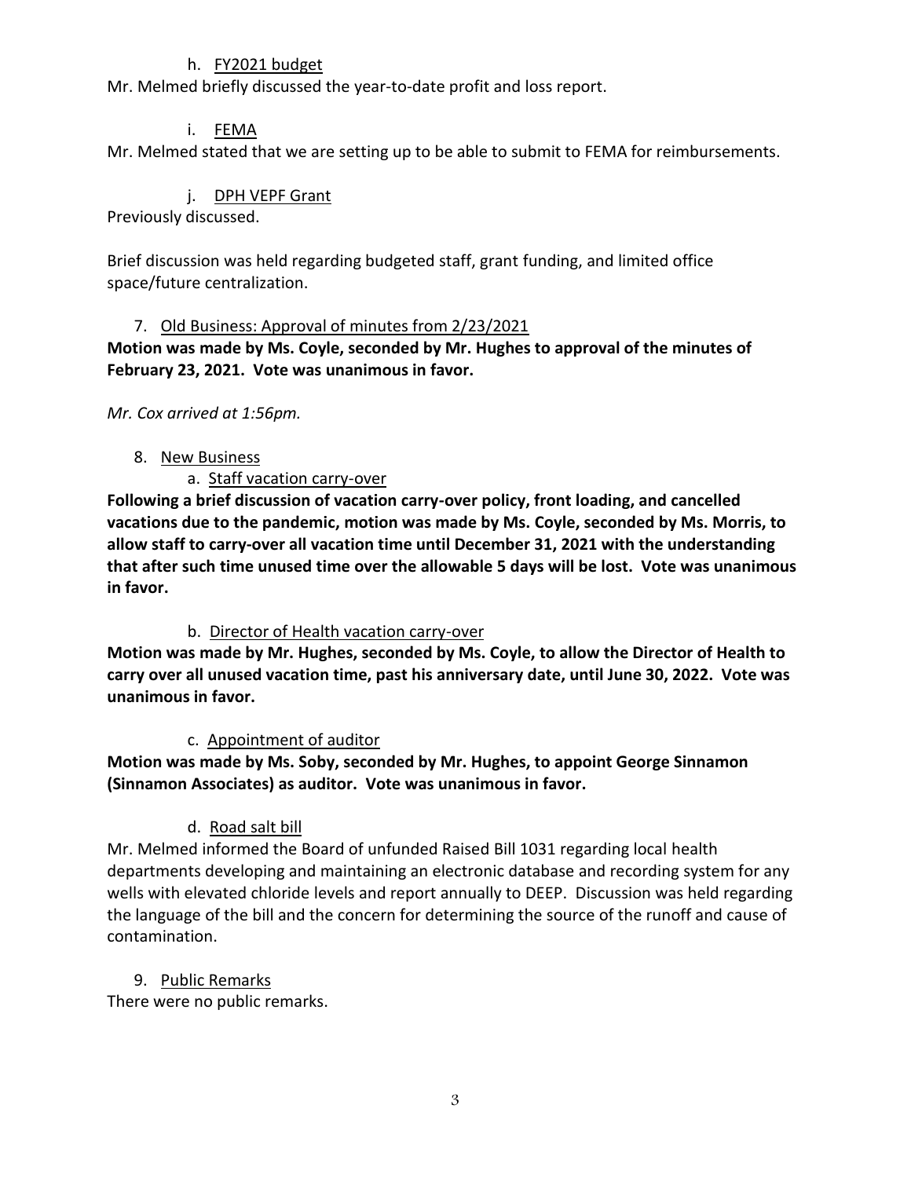h. <u>FY2021 budget</u>

Mr. Melmed briefly discussed the year-to-date profit and loss report.

i. <u>FEMA</u>

Mr. Melmed stated that we are setting up to be able to submit to FEMA for reimbursements.

j. <u>DPH VEPF Grant</u>

Previously discussed.

Brief discussion was held regarding budgeted staff, grant funding, and limited office space/future centralization.

7. <u>Old Business: Approval of minutes from 2/23/2021</u>

**Motion was made by Ms. Coyle, seconded by Mr. Hughes to approval of the minutes of February 23, 2021. Vote was unanimous in favor.**

*Mr. Cox arrived at 1:56pm.*

8. <u>New Business</u>

a. <u>Staff vacation carry-over</u>

**Following a brief discussion of vacation carry-over policy, front loading, and cancelled vacations due to the pandemic, motion was made by Ms. Coyle, seconded by Ms. Morris, to allow staff to carry-over all vacation time until December 31, 2021 with the understanding that after such time unused time over the allowable 5 days will be lost. Vote was unanimous in favor.**

b. <u>Director of Health vacation carry-over</u>

**Motion was made by Mr. Hughes, seconded by Ms. Coyle, to allow the Director of Health to carry over all unused vacation time, past his anniversary date, until June 30, 2022. Vote was unanimous in favor.**

c. <u>Appointment of auditor</u>

**Motion was made by Ms. Soby, seconded by Mr. Hughes, to appoint George Sinnamon (Sinnamon Associates) as auditor. Vote was unanimous in favor.**

d. <u>Road salt bill</u>

Mr. Melmed informed the Board of unfunded Raised Bill 1031 regarding local health departments developing and maintaining an electronic database and recording system for any wells with elevated chloride levels and report annually to DEEP. Discussion was held regarding the language of the bill and the concern for determining the source of the runoff and cause of contamination.

9. <u>Public Remarks</u>

There were no public remarks.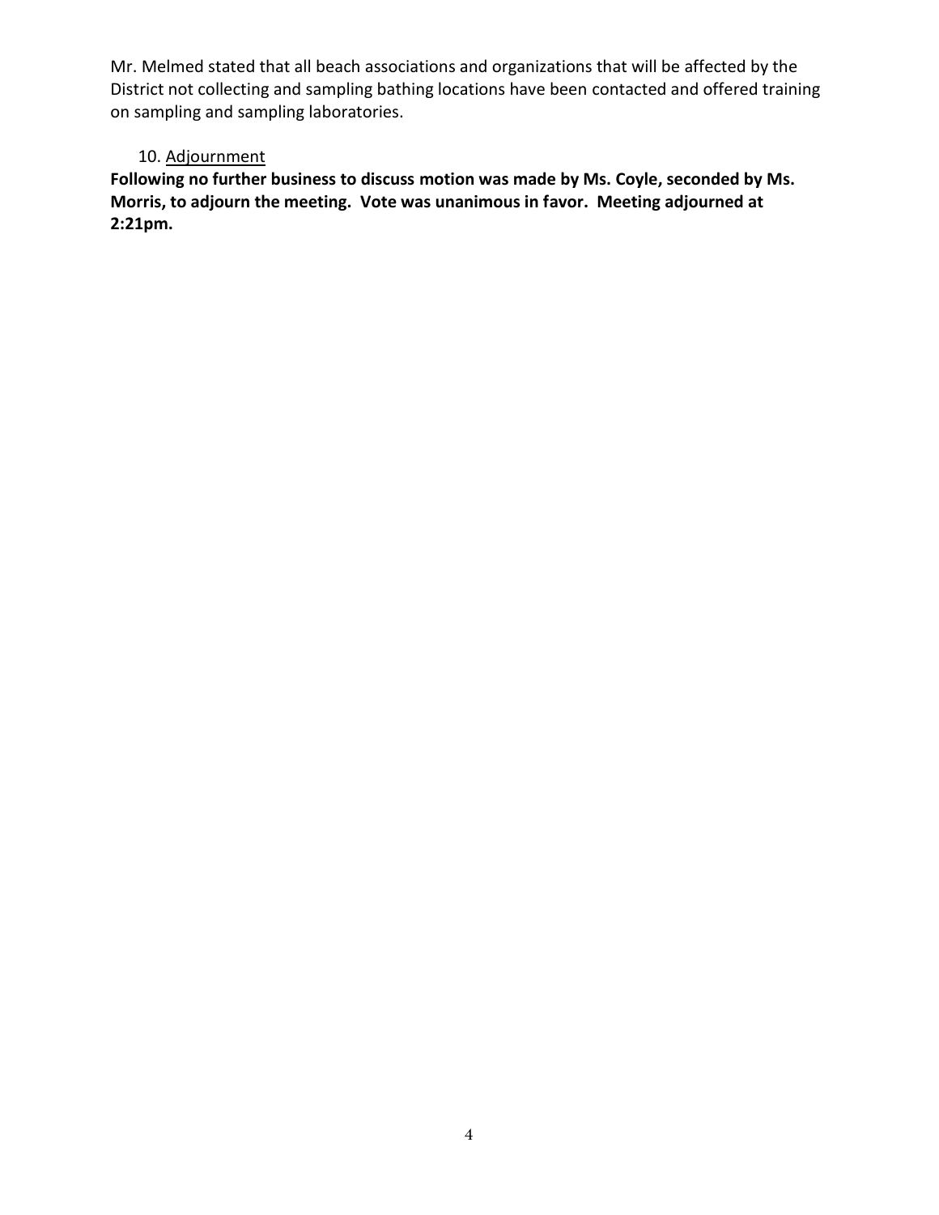Mr. Melmed stated that all beach associations and organizations that will be affected by the District not collecting and sampling bathing locations have been contacted and offered training on sampling and sampling laboratories.

10. Adjournment

**Following no further business to discuss motion was made by Ms. Coyle, seconded by Ms. Morris, to adjourn the meeting. Vote was unanimous in favor. Meeting adjourned at 2:21pm.**